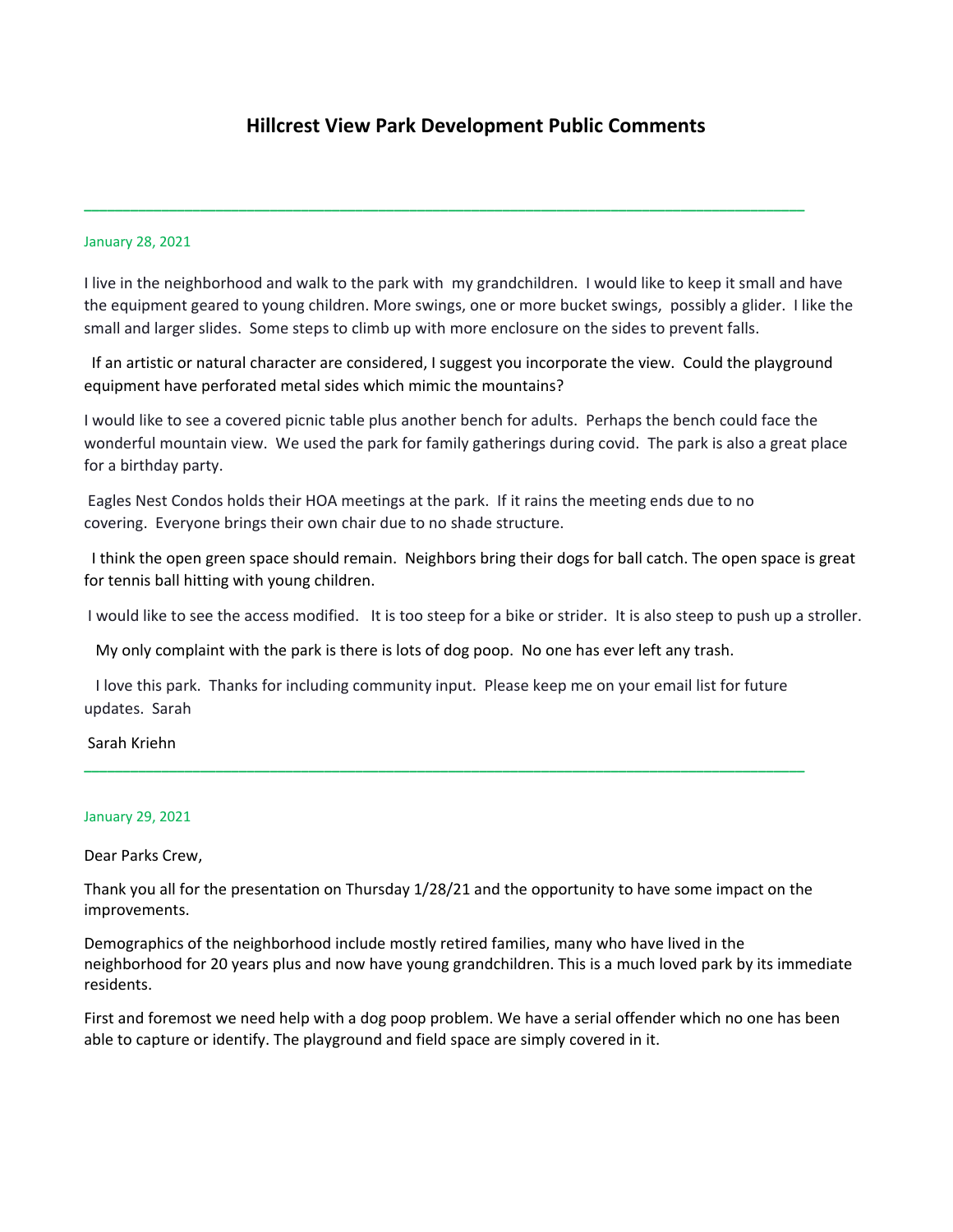# Hillcrest View Park Development Public Comments

---

January 28, 2021

I live in the neighborhood and walk to the park with my grandchildren. I would like to keep it small and have the equipment geared to young children. More swings, one or more bucket swings, possibly a glider. I like the small and larger slides. Some steps to climb up with more enclosure on the sides to prevent falls.

If an artistic or natural character are considered, I suggest you incorporate the view. Could the playground equipment have perforated metal sides which mimic the mountains?

I would like to see a covered picnic table plus another bench for adults. Perhaps the bench could face the wonderful mountain view. We used the park for family gatherings during covid. The park is also a great place for a birthday party.

Eagles Nest Condos holds their HOA meetings at the park. If it rains the meeting ends due to no covering. Everyone brings their own chair due to no shade structure.

I think the open green space should remain. Neighbors bring their dogs for ball catch. The open space is great for tennis ball hitting with young children.

I would like to see the access modified. It is too steep for a bike or strider. It is also steep to push up a stroller.

My only complaint with the park is there is lots of dog poop. No one has ever left any trash.

I love this park. Thanks for including community input. Please keep me on your email list for future updates. Sarah

Sarah Kriehn

---

January 29, 2021

Dear Parks Crew,

Thank you all for the presentation on Thursday 1/28/21 and the opportunity to have some impact on the improvements.

Demographics of the neighborhood include mostly retired families, many who have lived in the neighborhood for 20 years plus and now have young grandchildren. This is a much loved park by its immediate residents.

First and foremost we need help with a dog poop problem. We have a serial offender which no one has been able to capture or identify. The playground and field space are simply covered in it.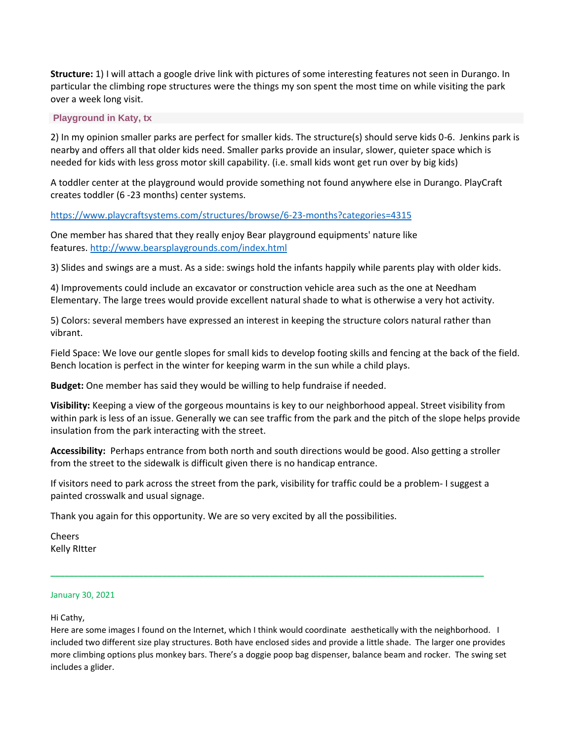**Structure:** 1) I will attach a google drive link with pictures of some interesting features not seen in Durango. In particular the climbing rope structures were the things my son spent the most time on while visiting the park over a week long visit.

**Playground in Katy, tx**

2) In my opinion smaller parks are perfect for smaller kids. The structure(s) should serve kids 0-6. Jenkins park is nearby and offers all that older kids need. Smaller parks provide an insular, slower, quieter space which is needed for kids with less gross motor skill capability. (i.e. small kids wont get run over by big kids)

A toddler center at the playground would provide something not found anywhere else in Durango. PlayCraft creates toddler (6 -23 months) center systems.

https://www.playcraftsystems.com/structures/browse/6-23-months?categories=4315

One member has shared that they really enjoy Bear playground equipments' nature like features. http://www.bearsplaygrounds.com/index.html

3) Slides and swings are a must. As a side: swings hold the infants happily while parents play with older kids.

4) Improvements could include an excavator or construction vehicle area such as the one at Needham Elementary. The large trees would provide excellent natural shade to what is otherwise a very hot activity.

5) Colors: several members have expressed an interest in keeping the structure colors natural rather than vibrant.

Field Space: We love our gentle slopes for small kids to develop footing skills and fencing at the back of the field. Bench location is perfect in the winter for keeping warm in the sun while a child plays.

**Budget:** One member has said they would be willing to help fundraise if needed.

**Visibility:** Keeping a view of the gorgeous mountains is key to our neighborhood appeal. Street visibility from within park is less of an issue. Generally we can see traffic from the park and the pitch of the slope helps provide insulation from the park interacting with the street.

**Accessibility:** Perhaps entrance from both north and south directions would be good. Also getting a stroller from the street to the sidewalk is difficult given there is no handicap entrance.

If visitors need to park across the street from the park, visibility for traffic could be a problem- I suggest a painted crosswalk and usual signage.

Thank you again for this opportunity. We are so very excited by all the possibilities.

Cheers
Kelly RItter

---

January 30, 2021

Hi Cathy,
Here are some images I found on the Internet, which I think would coordinate aesthetically with the neighborhood. I included two different size play structures. Both have enclosed sides and provide a little shade. The larger one provides more climbing options plus monkey bars. There's a doggie poop bag dispenser, balance beam and rocker. The swing set includes a glider.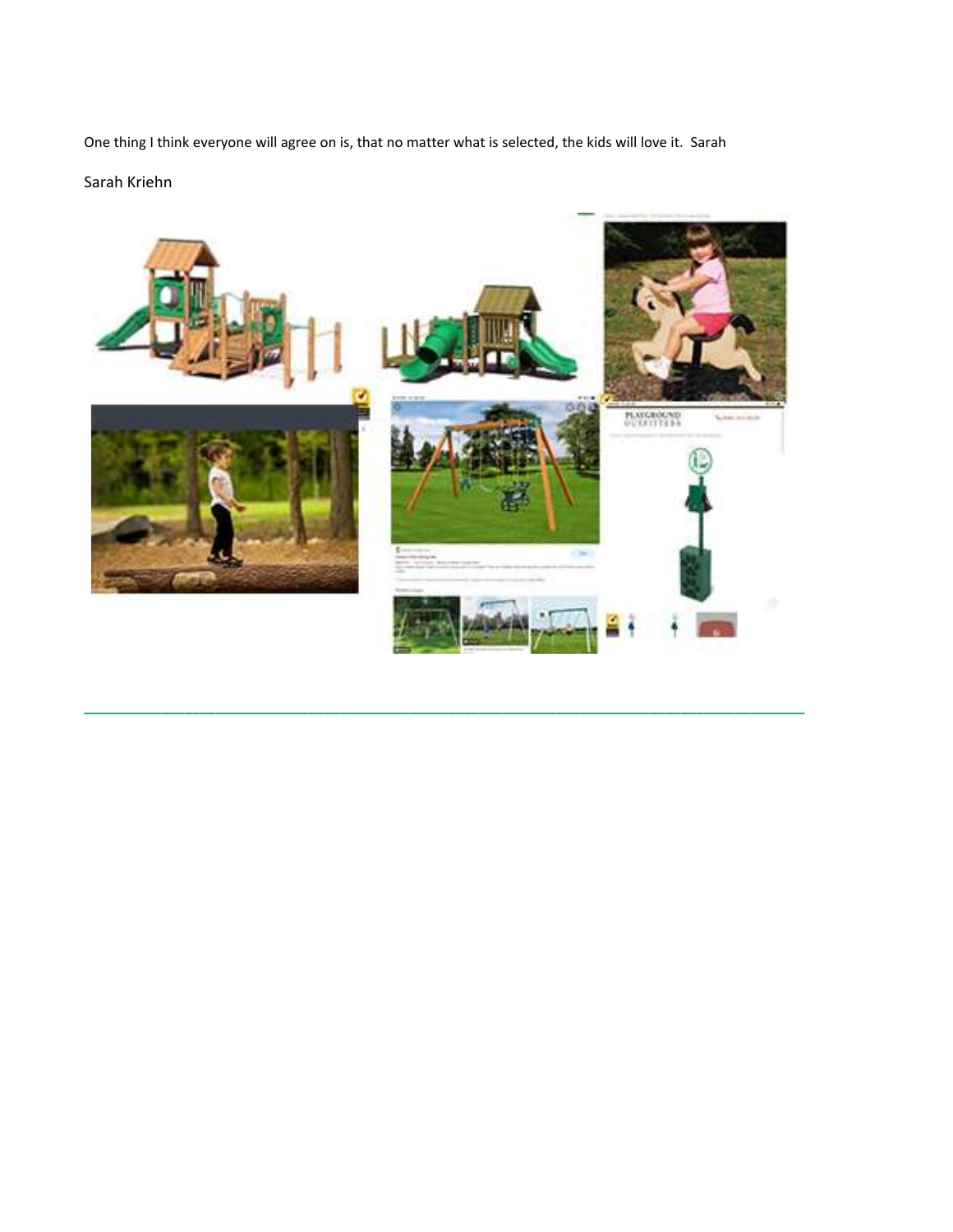One thing I think everyone will agree on is, that no matter what is selected, the kids will love it.  Sarah

Sarah Kriehn